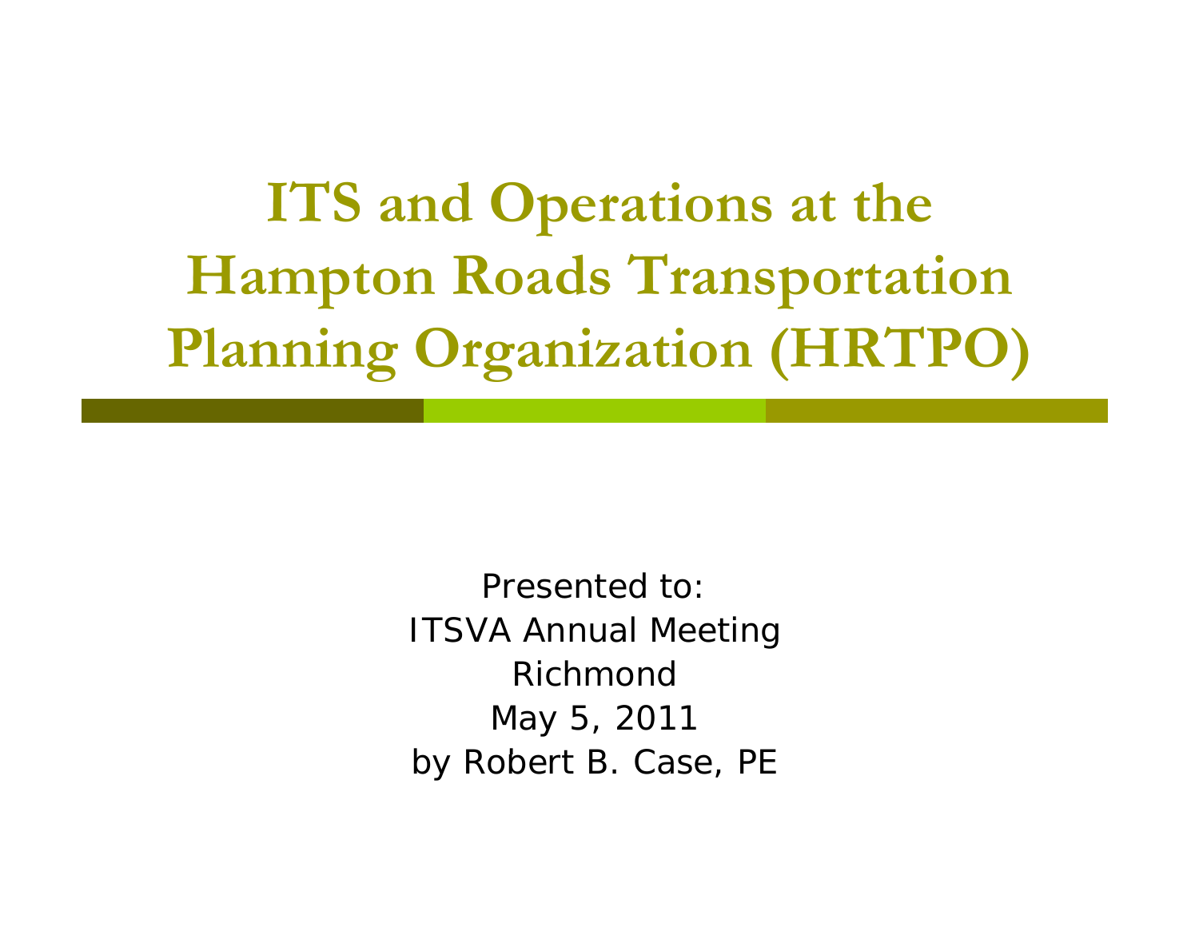# ITS and Operations at the Hampton Roads Transportation Planning Organization (HRTPO)

Presented to:
ITSVA Annual Meeting
Richmond
May 5, 2011
by Robert B. Case, PE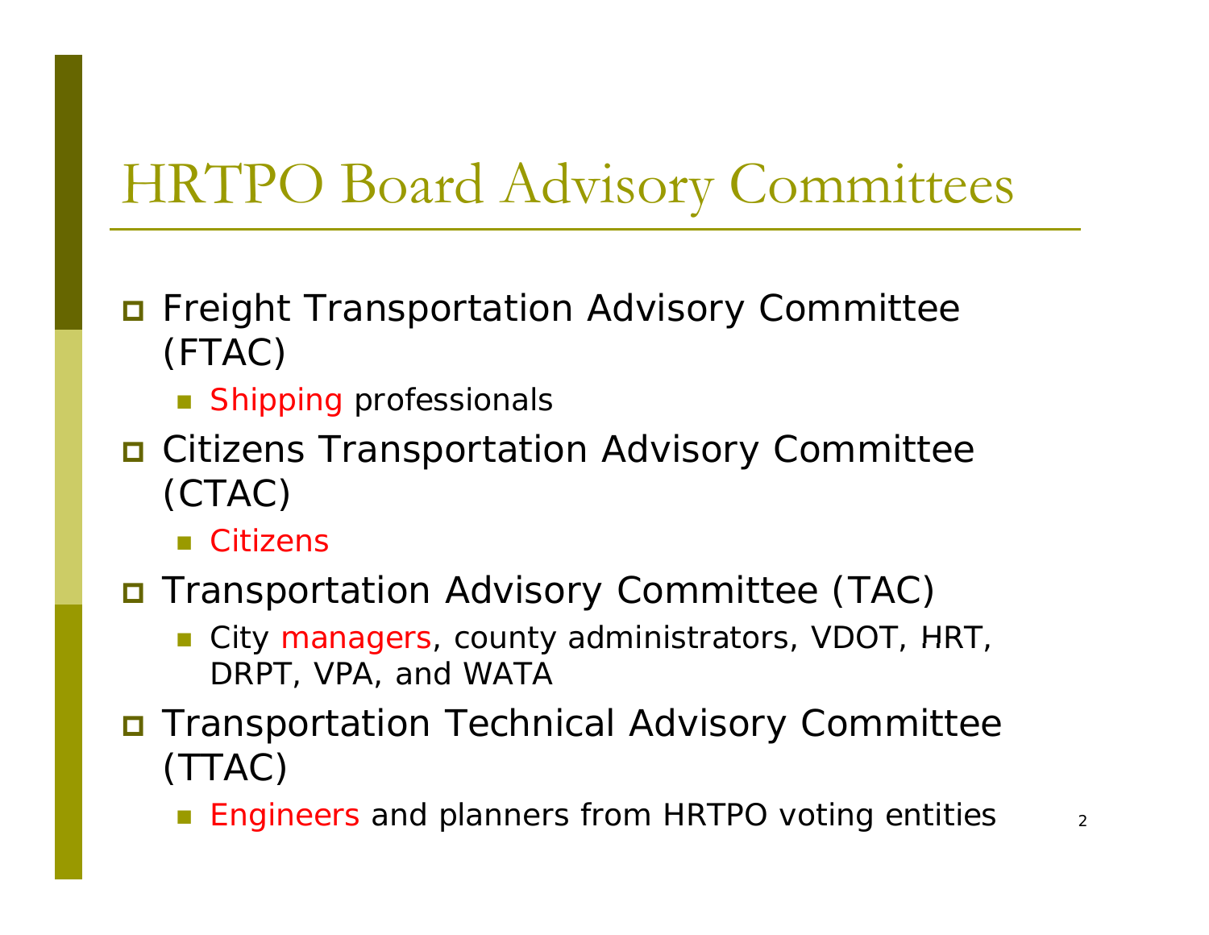# HRTPO Board Advisory Committees

- Freight Transportation Advisory Committee (FTAC)
  - Shipping professionals
- Citizens Transportation Advisory Committee (CTAC)
  - Citizens
- Transportation Advisory Committee (TAC)
  - City managers, county administrators, VDOT, HRT, DRPT, VPA, and WATA
- Transportation Technical Advisory Committee (TTAC)
  - Engineers and planners from HRTPO voting entities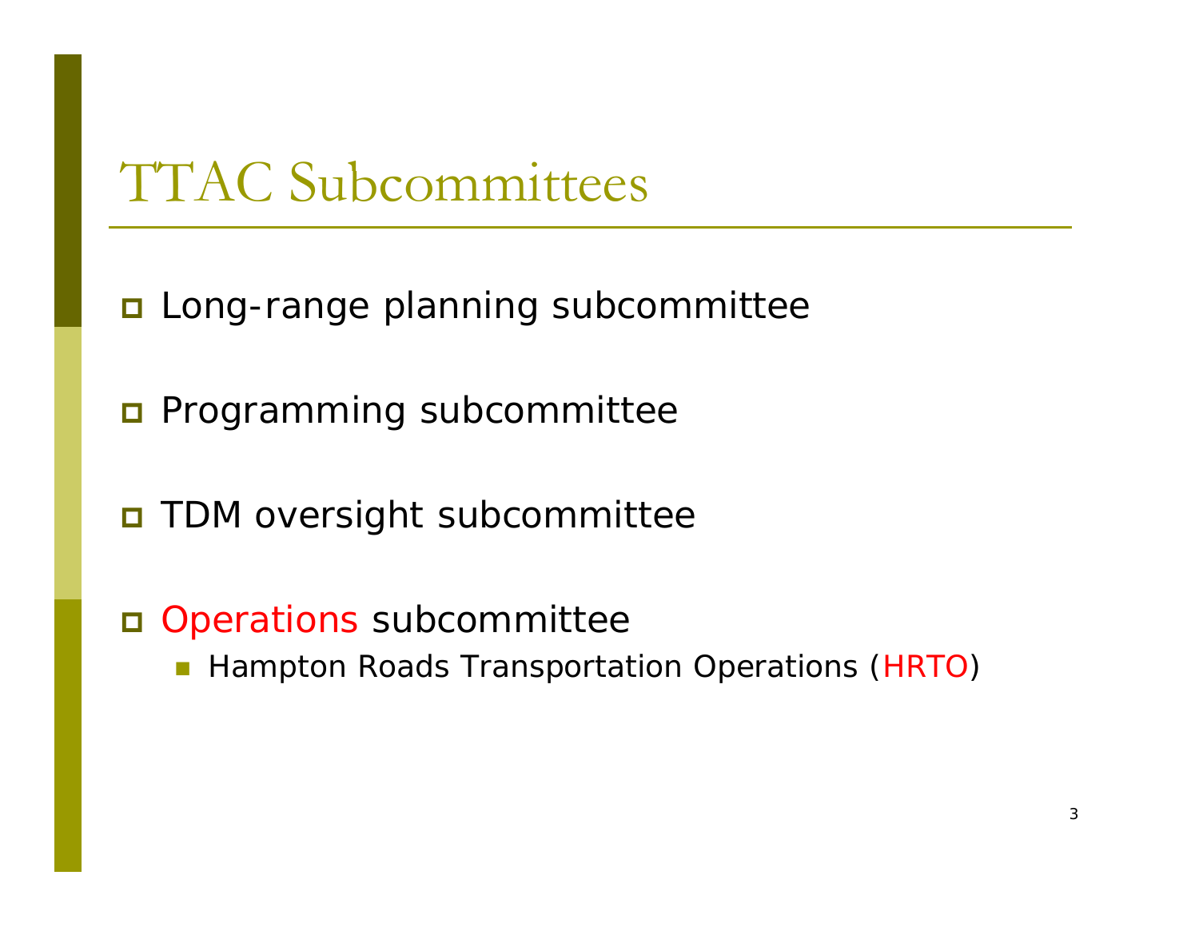# TTAC Subcommittees

- Long-range planning subcommittee
- Programming subcommittee
- TDM oversight subcommittee
- Operations subcommittee
  - Hampton Roads Transportation Operations (HRTO)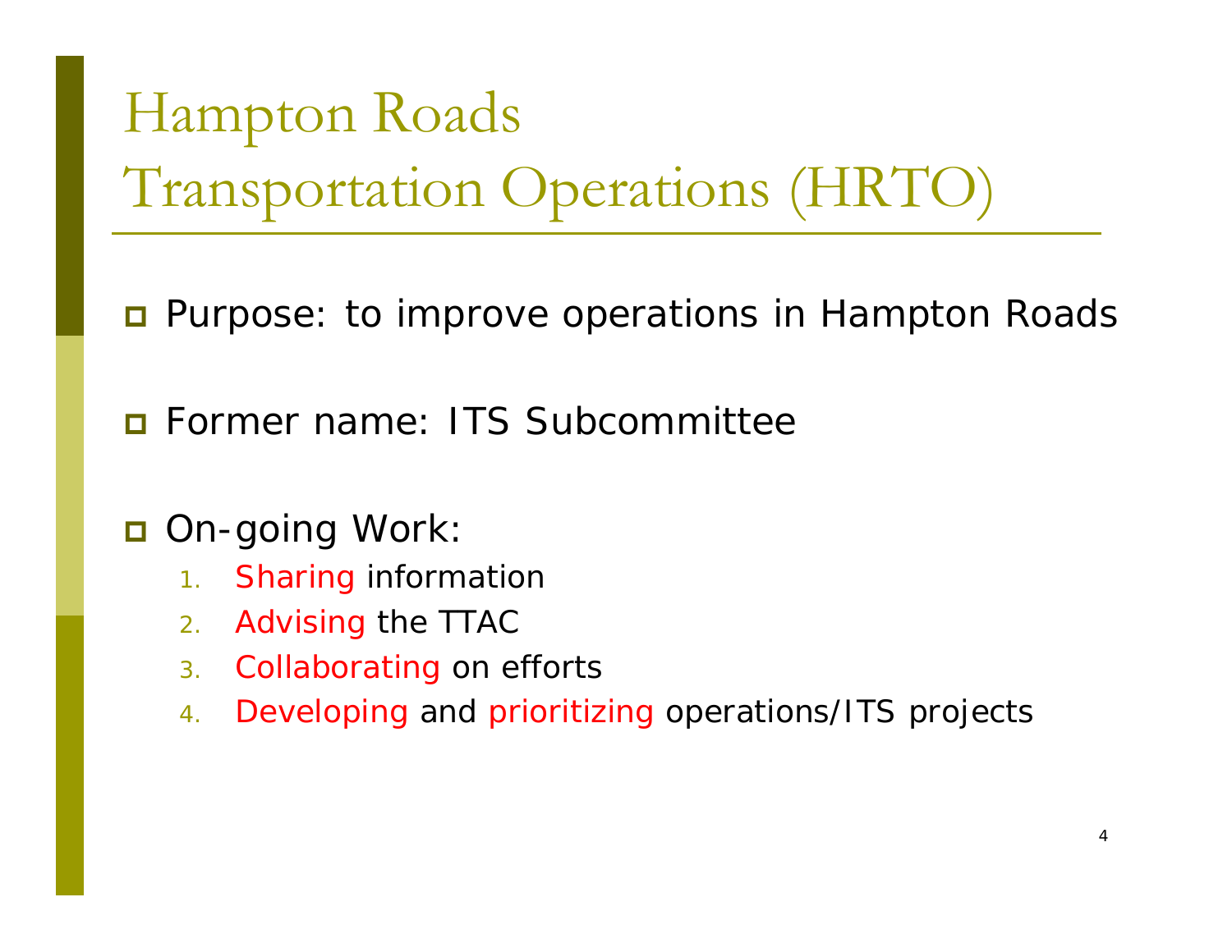# Hampton Roads Transportation Operations (HRTO)

- Purpose: to improve operations in Hampton Roads

- Former name: ITS Subcommittee

- On-going Work:
  1. Sharing information
  2. Advising the TTAC
  3. Collaborating on efforts
  4. Developing and prioritizing operations/ITS projects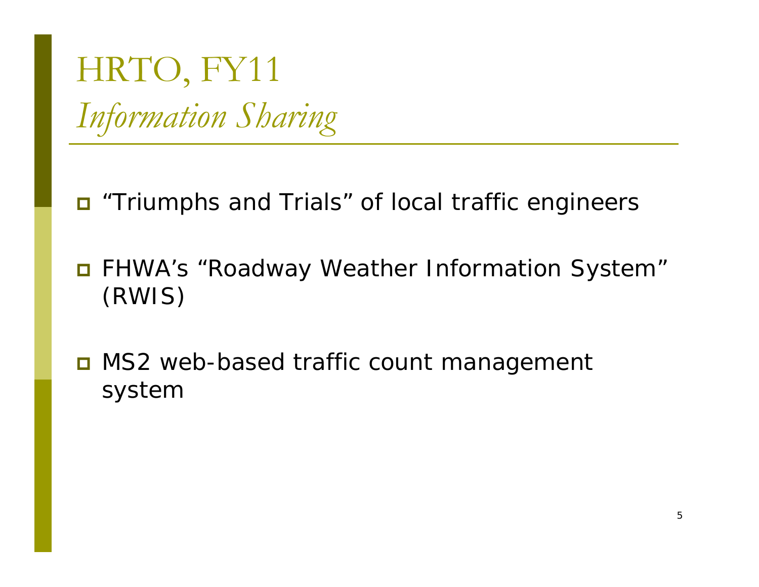# HRTO, FY11

## *Information Sharing*

- "Triumphs and Trials" of local traffic engineers
- FHWA's "Roadway Weather Information System" (RWIS)
- MS2 web-based traffic count management system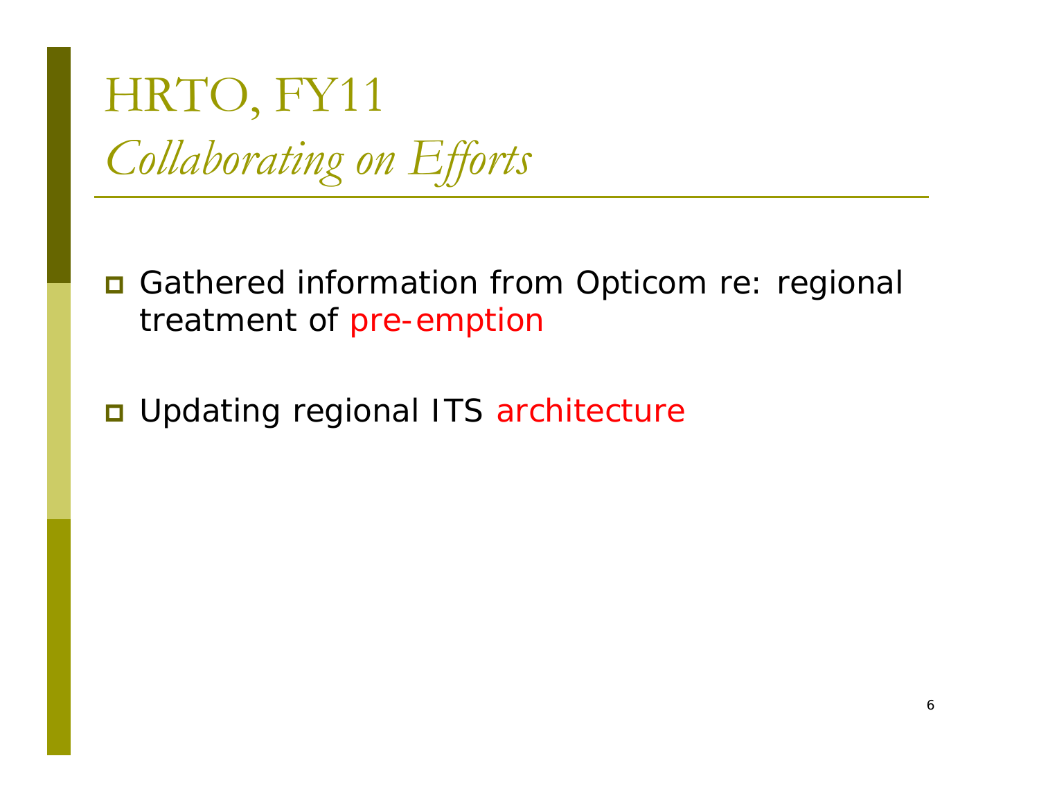# HRTO, FY11
## *Collaborating on Efforts*

- Gathered information from Opticom re: regional treatment of pre-emption
- Updating regional ITS architecture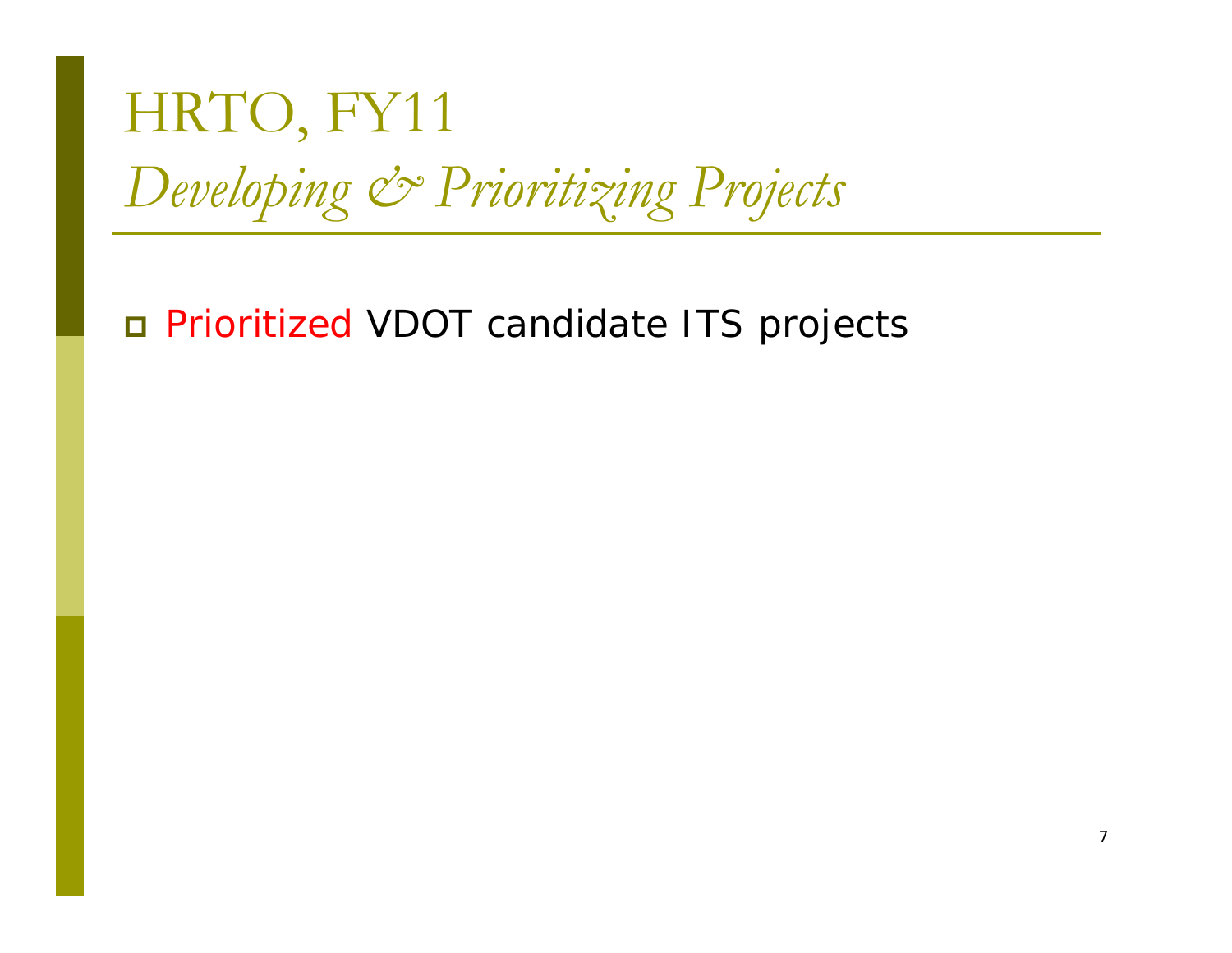# HRTO, FY11

## *Developing & Prioritizing Projects*

- Prioritized VDOT candidate ITS projects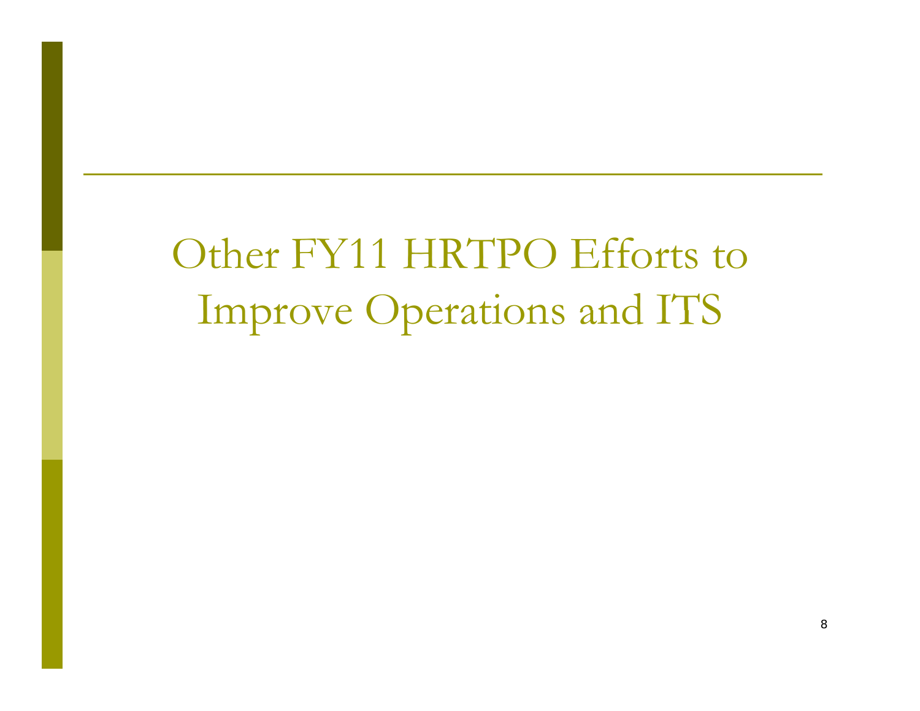# Other FY11 HRTPO Efforts to Improve Operations and ITS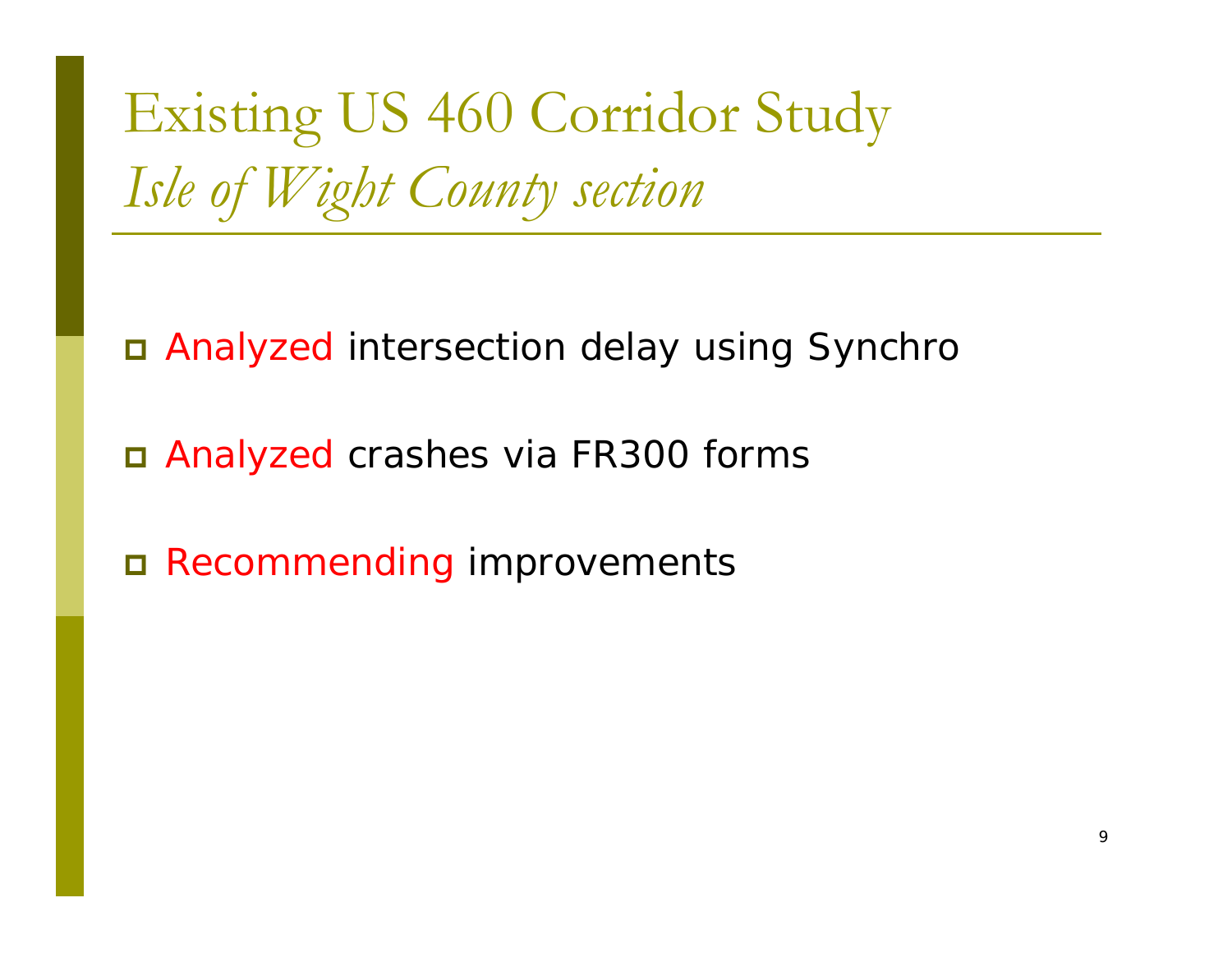# Existing US 460 Corridor Study
## *Isle of Wight County section*

- Analyzed intersection delay using Synchro
- Analyzed crashes via FR300 forms
- Recommending improvements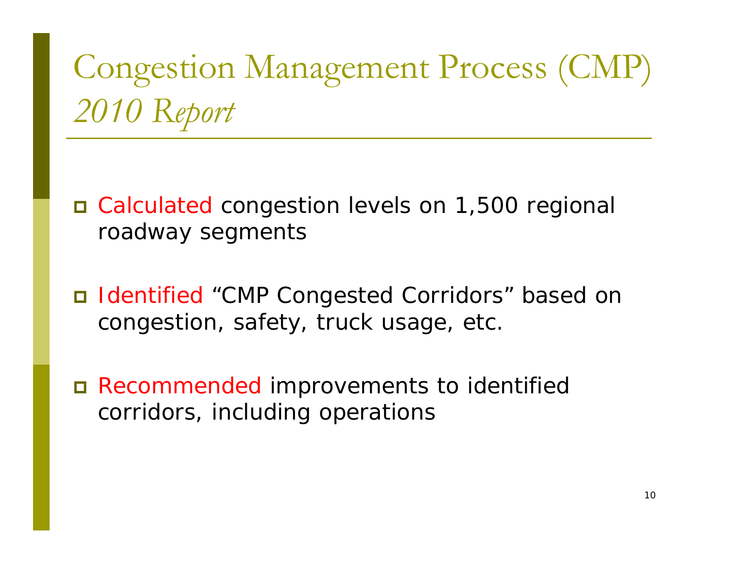# Congestion Management Process (CMP)
## *2010 Report*

- Calculated congestion levels on 1,500 regional roadway segments
- Identified "CMP Congested Corridors" based on congestion, safety, truck usage, etc.
- Recommended improvements to identified corridors, including operations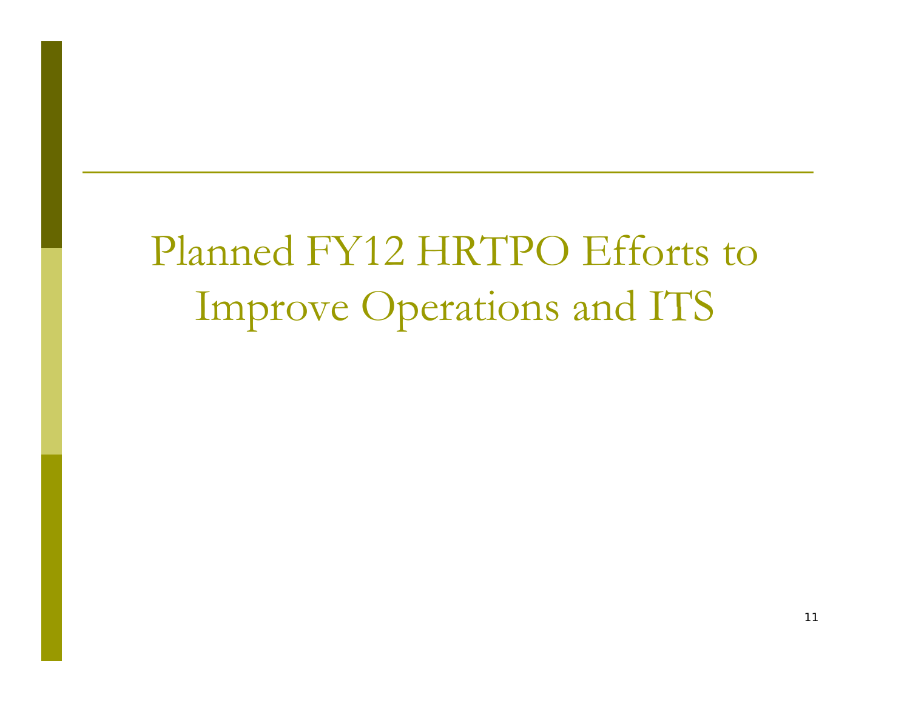# Planned FY12 HRTPO Efforts to Improve Operations and ITS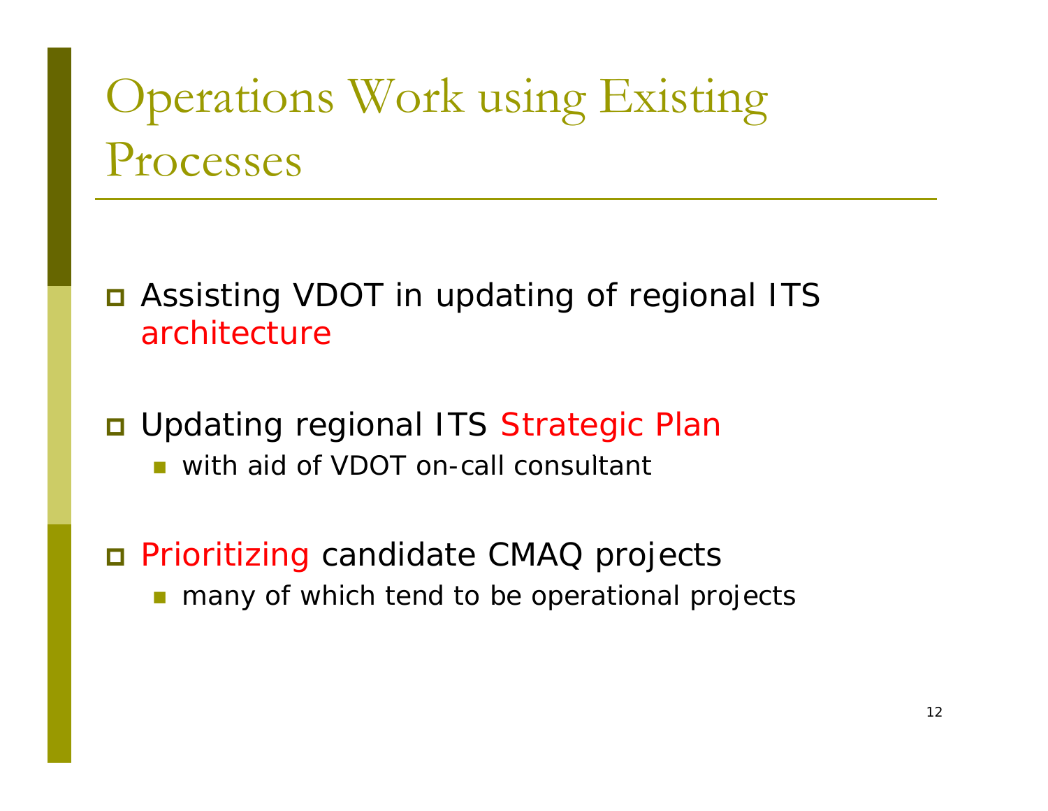# Operations Work using Existing Processes

- Assisting VDOT in updating of regional ITS architecture
- Updating regional ITS Strategic Plan
  - with aid of VDOT on-call consultant
- Prioritizing candidate CMAQ projects
  - many of which tend to be operational projects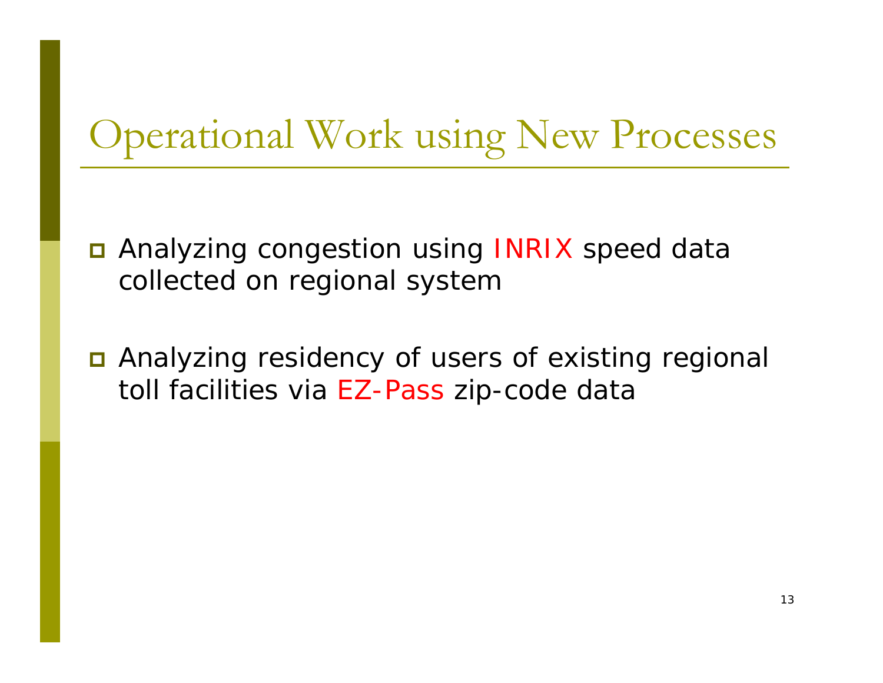# Operational Work using New Processes

- Analyzing congestion using INRIX speed data collected on regional system
- Analyzing residency of users of existing regional toll facilities via EZ-Pass zip-code data